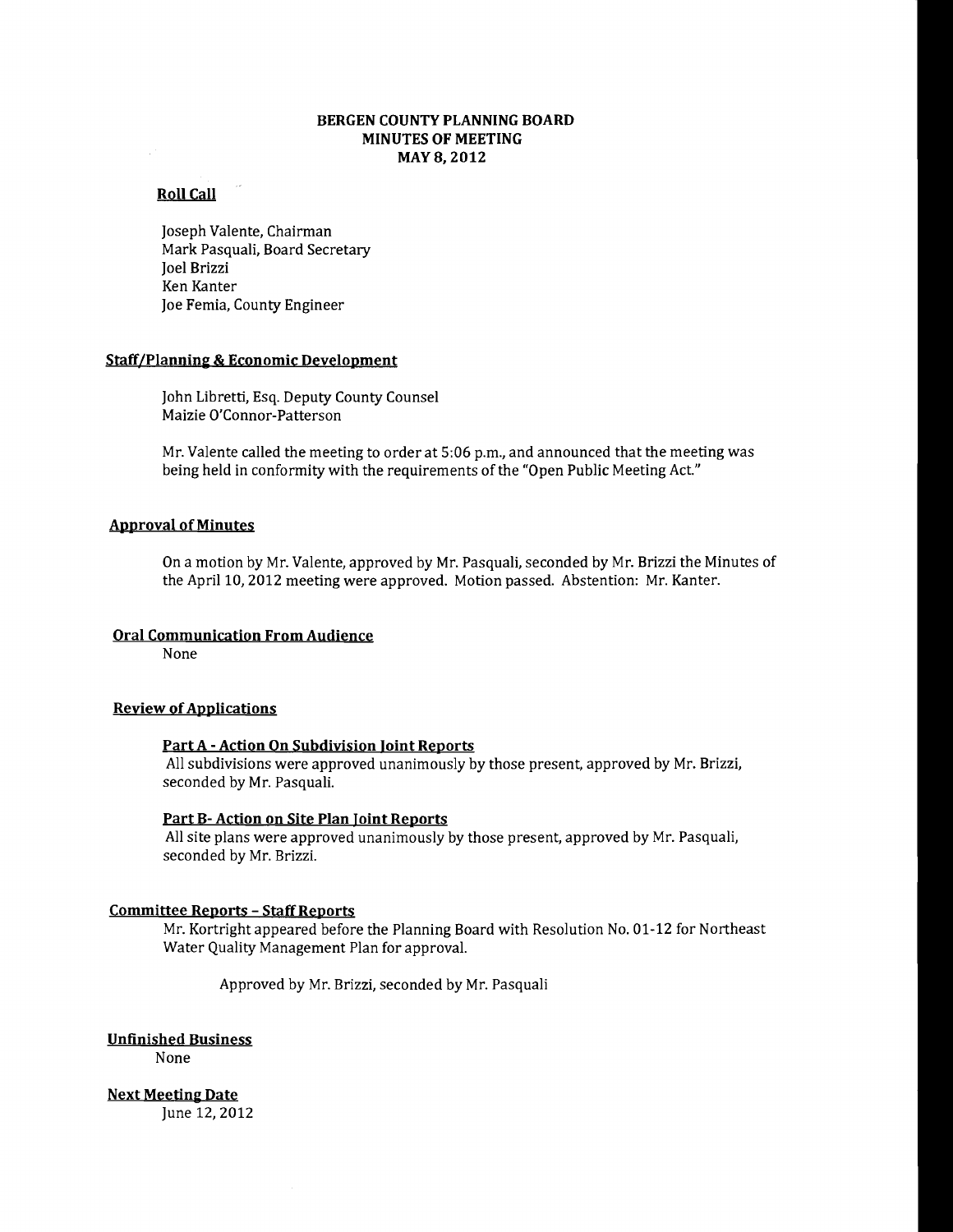# BERGEN COUNTY PLANNING BOARD
## MINUTES OF MEETING
## MAY 8, 2012

**Roll Call**

Joseph Valente, Chairman
Mark Pasquali, Board Secretary
Joel Brizzi
Ken Kanter
Joe Femia, County Engineer

**Staff/Planning & Economic Development**

John Libretti, Esq. Deputy County Counsel
Maizie O'Connor-Patterson

Mr. Valente called the meeting to order at 5:06 p.m., and announced that the meeting was being held in conformity with the requirements of the "Open Public Meeting Act."

**Approval of Minutes**

On a motion by Mr. Valente, approved by Mr. Pasquali, seconded by Mr. Brizzi the Minutes of the April 10, 2012 meeting were approved. Motion passed. Abstention: Mr. Kanter.

**Oral Communication From Audience**

None

**Review of Applications**

**Part A - Action On Subdivision Joint Reports**

All subdivisions were approved unanimously by those present, approved by Mr. Brizzi, seconded by Mr. Pasquali.

**Part B- Action on Site Plan Joint Reports**

All site plans were approved unanimously by those present, approved by Mr. Pasquali, seconded by Mr. Brizzi.

**Committee Reports – Staff Reports**

Mr. Kortright appeared before the Planning Board with Resolution No. 01-12 for Northeast Water Quality Management Plan for approval.

Approved by Mr. Brizzi, seconded by Mr. Pasquali

**Unfinished Business**

None

**Next Meeting Date**

June 12, 2012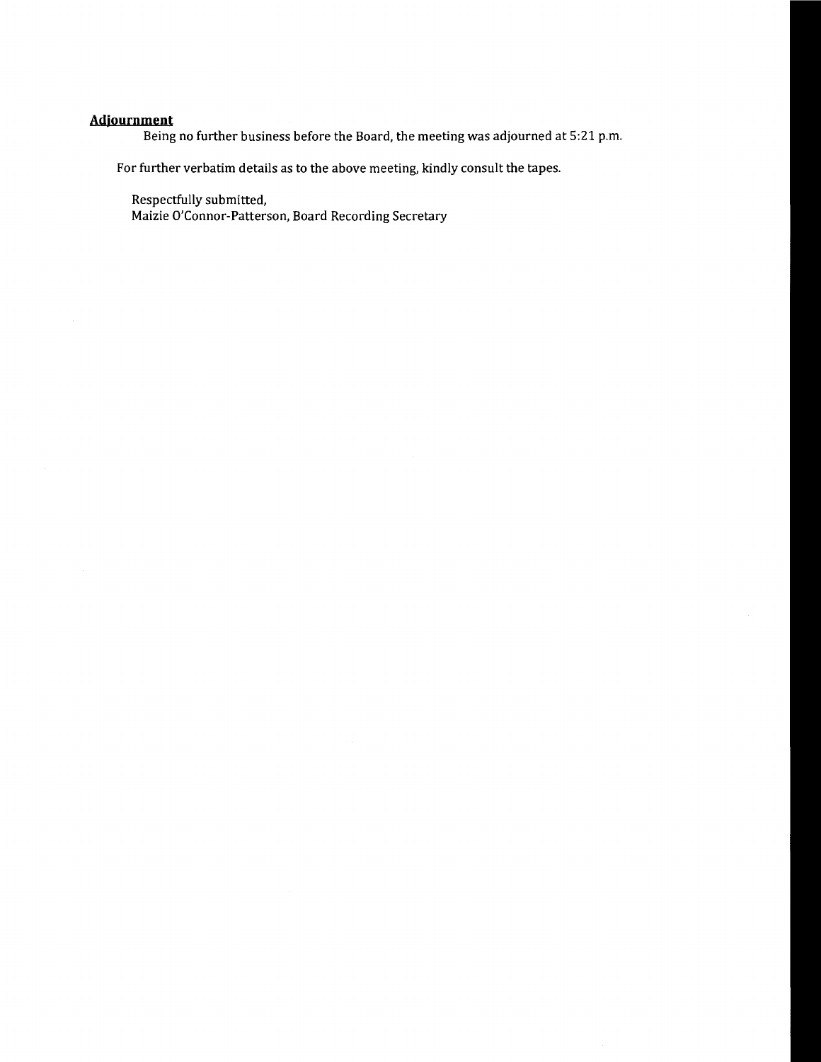**Adjournment**

Being no further business before the Board, the meeting was adjourned at 5:21 p.m.

For further verbatim details as to the above meeting, kindly consult the tapes.

Respectfully submitted,
Maizie O'Connor-Patterson, Board Recording Secretary